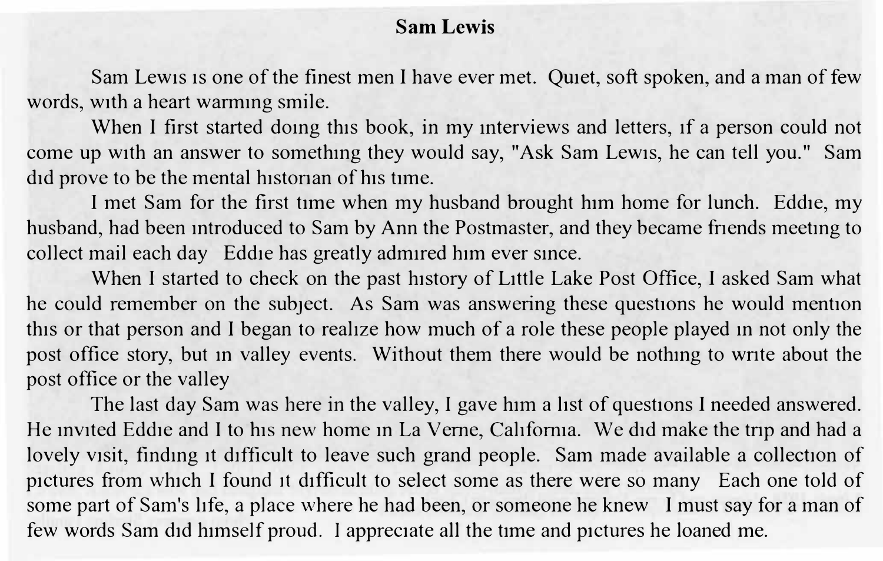# Sam Lewis

Sam Lewis is one of the finest men I have ever met. Quiet, soft spoken, and a man of few words, with a heart warming smile.

When I first started doing this book, in my interviews and letters, if a person could not come up with an answer to something they would say, "Ask Sam Lewis, he can tell you." Sam did prove to be the mental historian of his time.

I met Sam for the first time when my husband brought him home for lunch. Eddie, my husband, had been introduced to Sam by Ann the Postmaster, and they became friends meeting to collect mail each day Eddie has greatly admired him ever since.

When I started to check on the past history of Little Lake Post Office, I asked Sam what he could remember on the subject. As Sam was answering these questions he would mention this or that person and I began to realize how much of a role these people played in not only the post office story, but in valley events. Without them there would be nothing to write about the post office or the valley

The last day Sam was here in the valley, I gave him a list of questions I needed answered. He invited Eddie and I to his new home in La Verne, California. We did make the trip and had a lovely visit, finding it difficult to leave such grand people. Sam made available a collection of pictures from which I found it difficult to select some as there were so many Each one told of some part of Sam's life, a place where he had been, or someone he knew I must say for a man of few words Sam did himself proud. I appreciate all the time and pictures he loaned me.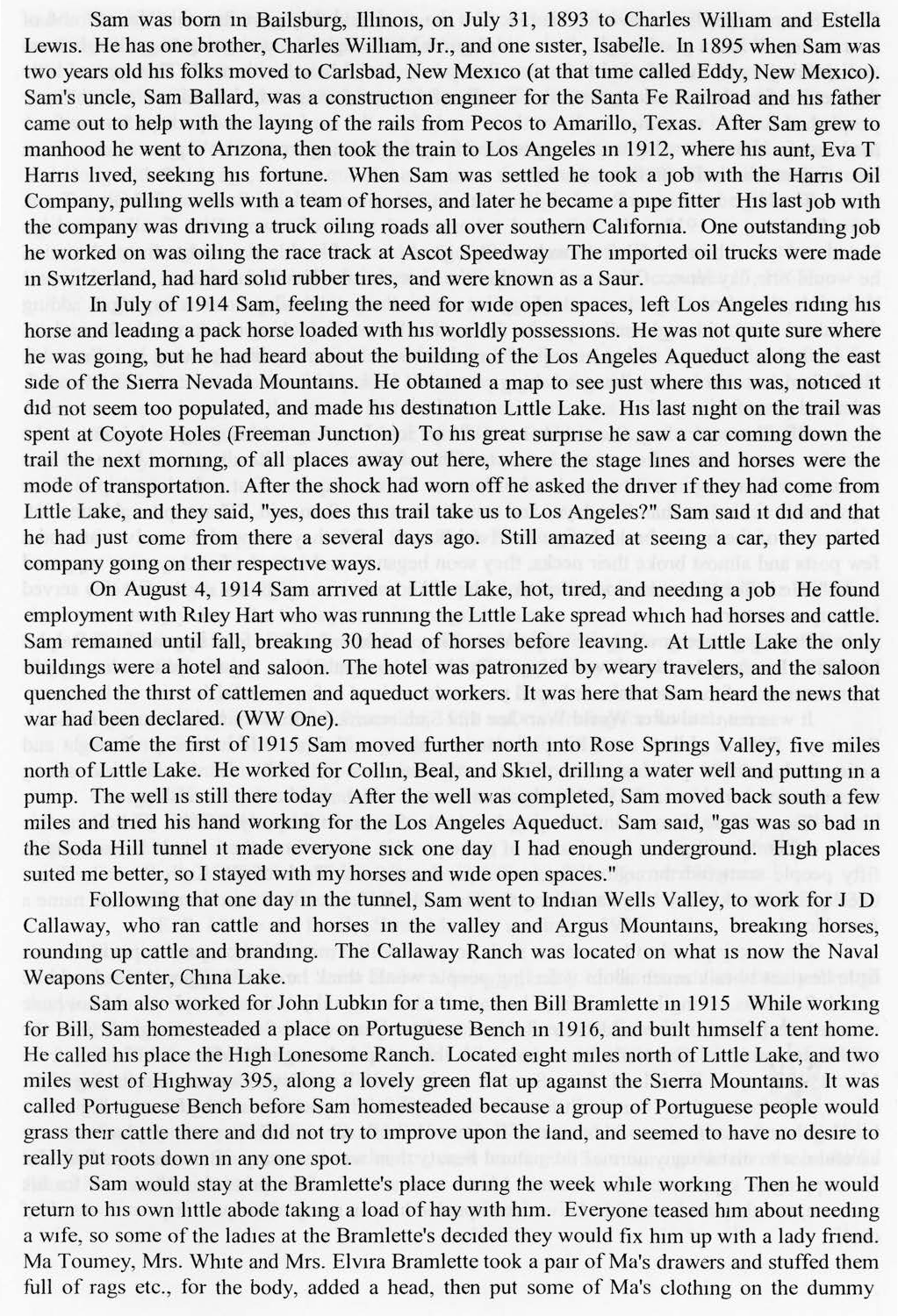Sam was born in Bailsburg, Illinois, on July 31, 1893 to Charles William and Estella Lewis. He has one brother, Charles William, Jr., and one sister, Isabelle. In 1895 when Sam was two years old his folks moved to Carlsbad, New Mexico (at that time called Eddy, New Mexico). Sam's uncle, Sam Ballard, was a construction engineer for the Santa Fe Railroad and his father came out to help with the laying of the rails from Pecos to Amarillo, Texas. After Sam grew to manhood he went to Arizona, then took the train to Los Angeles in 1912, where his aunt, Eva T Harris lived, seeking his fortune. When Sam was settled he took a job with the Harris Oil Company, pulling wells with a team of horses, and later he became a pipe fitter His last job with the company was driving a truck oiling roads all over southern California. One outstanding job he worked on was oiling the race track at Ascot Speedway The imported oil trucks were made in Switzerland, had hard solid rubber tires, and were known as a Saur.

In July of 1914 Sam, feeling the need for wide open spaces, left Los Angeles riding his horse and leading a pack horse loaded with his worldly possessions. He was not quite sure where he was going, but he had heard about the building of the Los Angeles Aqueduct along the east side of the Sierra Nevada Mountains. He obtained a map to see just where this was, noticed it did not seem too populated, and made his destination Little Lake. His last night on the trail was spent at Coyote Holes (Freeman Junction) To his great surprise he saw a car coming down the trail the next morning, of all places away out here, where the stage lines and horses were the mode of transportation. After the shock had worn off he asked the driver if they had come from Little Lake, and they said, "yes, does this trail take us to Los Angeles?" Sam said it did and that he had just come from there a several days ago. Still amazed at seeing a car, they parted company going on their respective ways.

On August 4, 1914 Sam arrived at Little Lake, hot, tired, and needing a job He found employment with Riley Hart who was running the Little Lake spread which had horses and cattle. Sam remained until fall, breaking 30 head of horses before leaving. At Little Lake the only buildings were a hotel and saloon. The hotel was patronized by weary travelers, and the saloon quenched the thirst of cattlemen and aqueduct workers. It was here that Sam heard the news that war had been declared. (WW One).

Came the first of 1915 Sam moved further north into Rose Springs Valley, five miles north of Little Lake. He worked for Collin, Beal, and Skiel, drilling a water well and putting in a pump. The well is still there today After the well was completed, Sam moved back south a few miles and tried his hand working for the Los Angeles Aqueduct. Sam said, "gas was so bad in the Soda Hill tunnel it made everyone sick one day I had enough underground. High places suited me better, so I stayed with my horses and wide open spaces."

Following that one day in the tunnel, Sam went to Indian Wells Valley, to work for J D Callaway, who ran cattle and horses in the valley and Argus Mountains, breaking horses, rounding up cattle and branding. The Callaway Ranch was located on what is now the Naval Weapons Center, China Lake.

Sam also worked for John Lubkin for a time, then Bill Bramlette in 1915 While working for Bill, Sam homesteaded a place on Portuguese Bench in 1916, and built himself a tent home. He called his place the High Lonesome Ranch. Located eight miles north of Little Lake, and two miles west of Highway 395, along a lovely green flat up against the Sierra Mountains. It was called Portuguese Bench before Sam homesteaded because a group of Portuguese people would grass their cattle there and did not try to improve upon the land, and seemed to have no desire to really put roots down in any one spot.

Sam would stay at the Bramlette's place during the week while working Then he would return to his own little abode taking a load of hay with him. Everyone teased him about needing a wife, so some of the ladies at the Bramlette's decided they would fix him up with a lady friend. Ma Toumey, Mrs. White and Mrs. Elvira Bramlette took a pair of Ma's drawers and stuffed them full of rags etc., for the body, added a head, then put some of Ma's clothing on the dummy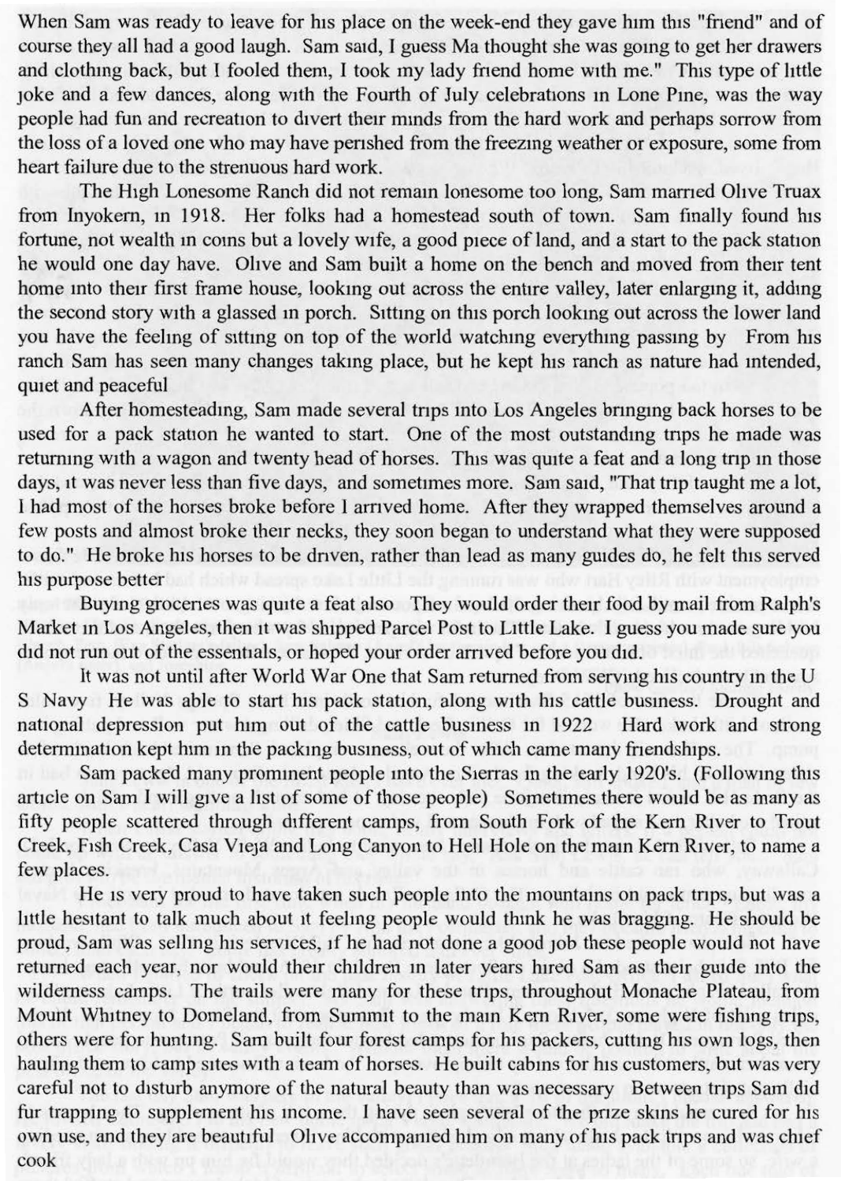When Sam was ready to leave for his place on the week-end they gave him this "friend" and of course they all had a good laugh. Sam said, I guess Ma thought she was going to get her drawers and clothing back, but I fooled them, I took my lady friend home with me." This type of little joke and a few dances, along with the Fourth of July celebrations in Lone Pine, was the way people had fun and recreation to divert their minds from the hard work and perhaps sorrow from the loss of a loved one who may have perished from the freezing weather or exposure, some from heart failure due to the strenuous hard work.

The High Lonesome Ranch did not remain lonesome too long, Sam married Olive Truax from Inyokern, in 1918. Her folks had a homestead south of town. Sam finally found his fortune, not wealth in coins but a lovely wife, a good piece of land, and a start to the pack station he would one day have. Olive and Sam built a home on the bench and moved from their tent home into their first frame house, looking out across the entire valley, later enlarging it, adding the second story with a glassed in porch. Sitting on this porch looking out across the lower land you have the feeling of sitting on top of the world watching everything passing by From his ranch Sam has seen many changes taking place, but he kept his ranch as nature had intended, quiet and peaceful

After homesteading, Sam made several trips into Los Angeles bringing back horses to be used for a pack station he wanted to start. One of the most outstanding trips he made was returning with a wagon and twenty head of horses. This was quite a feat and a long trip in those days, it was never less than five days, and sometimes more. Sam said, "That trip taught me a lot, I had most of the horses broke before I arrived home. After they wrapped themselves around a few posts and almost broke their necks, they soon began to understand what they were supposed to do." He broke his horses to be driven, rather than lead as many guides do, he felt this served his purpose better

Buying groceries was quite a feat also They would order their food by mail from Ralph's Market in Los Angeles, then it was shipped Parcel Post to Little Lake. I guess you made sure you did not run out of the essentials, or hoped your order arrived before you did.

It was not until after World War One that Sam returned from serving his country in the U S Navy He was able to start his pack station, along with his cattle business. Drought and national depression put him out of the cattle business in 1922 Hard work and strong determination kept him in the packing business, out of which came many friendships.

Sam packed many prominent people into the Sierras in the early 1920's. (Following this article on Sam I will give a list of some of those people) Sometimes there would be as many as fifty people scattered through different camps, from South Fork of the Kern River to Trout Creek, Fish Creek, Casa Vieja and Long Canyon to Hell Hole on the main Kern River, to name a few places.

He is very proud to have taken such people into the mountains on pack trips, but was a little hesitant to talk much about it feeling people would think he was bragging. He should be proud, Sam was selling his services, if he had not done a good job these people would not have returned each year, nor would their children in later years hired Sam as their guide into the wilderness camps. The trails were many for these trips, throughout Monache Plateau, from Mount Whitney to Domeland, from Summit to the main Kern River, some were fishing trips, others were for hunting. Sam built four forest camps for his packers, cutting his own logs, then hauling them to camp sites with a team of horses. He built cabins for his customers, but was very careful not to disturb anymore of the natural beauty than was necessary Between trips Sam did fur trapping to supplement his income. I have seen several of the prize skins he cured for his own use, and they are beautiful Olive accompanied him on many of his pack trips and was chief cook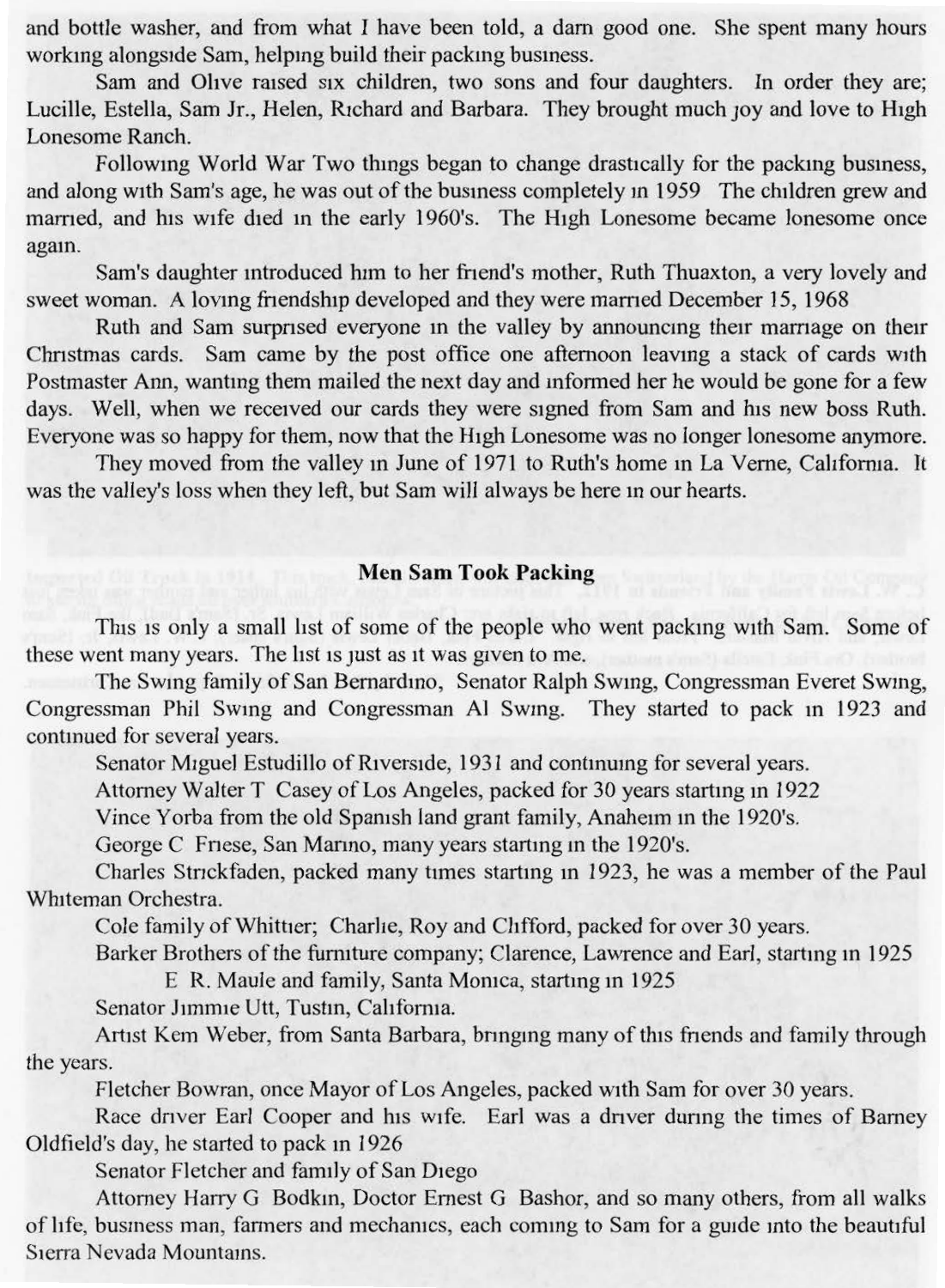and bottle washer, and from what I have been told, a darn good one. She spent many hours working alongside Sam, helping build their packing business.

Sam and Olive raised six children, two sons and four daughters. In order they are; Lucille, Estella, Sam Jr., Helen, Richard and Barbara. They brought much joy and love to High Lonesome Ranch.

Following World War Two things began to change drastically for the packing business, and along with Sam's age, he was out of the business completely in 1959 The children grew and married, and his wife died in the early 1960's. The High Lonesome became lonesome once again.

Sam's daughter introduced him to her friend's mother, Ruth Thuaxton, a very lovely and sweet woman. A loving friendship developed and they were married December 15, 1968

Ruth and Sam surprised everyone in the valley by announcing their marriage on their Christmas cards. Sam came by the post office one afternoon leaving a stack of cards with Postmaster Ann, wanting them mailed the next day and informed her he would be gone for a few days. Well, when we received our cards they were signed from Sam and his new boss Ruth. Everyone was so happy for them, now that the High Lonesome was no longer lonesome anymore.

They moved from the valley in June of 1971 to Ruth's home in La Verne, California. It was the valley's loss when they left, but Sam will always be here in our hearts.

## Men Sam Took Packing

This is only a small list of some of the people who went packing with Sam. Some of these went many years. The list is just as it was given to me.

The Swing family of San Bernardino, Senator Ralph Swing, Congressman Everet Swing, Congressman Phil Swing and Congressman Al Swing. They started to pack in 1923 and continued for several years.

Senator Miguel Estudillo of Riverside, 1931 and continuing for several years.

Attorney Walter T Casey of Los Angeles, packed for 30 years starting in 1922

Vince Yorba from the old Spanish land grant family, Anaheim in the 1920's.

George C Friese, San Marino, many years starting in the 1920's.

Charles Strickfaden, packed many times starting in 1923, he was a member of the Paul Whiteman Orchestra.

Cole family of Whittier; Charlie, Roy and Clifford, packed for over 30 years.

Barker Brothers of the furniture company; Clarence, Lawrence and Earl, starting in 1925

E R. Maule and family, Santa Monica, starting in 1925

Senator Jimmie Utt, Tustin, California.

Artist Kem Weber, from Santa Barbara, bringing many of this friends and family through the years.

Fletcher Bowran, once Mayor of Los Angeles, packed with Sam for over 30 years.

Race driver Earl Cooper and his wife. Earl was a driver during the times of Barney Oldfield's day, he started to pack in 1926

Senator Fletcher and family of San Diego

Attorney Harry G Bodkin, Doctor Ernest G Bashor, and so many others, from all walks of life, business man, farmers and mechanics, each coming to Sam for a guide into the beautiful Sierra Nevada Mountains.